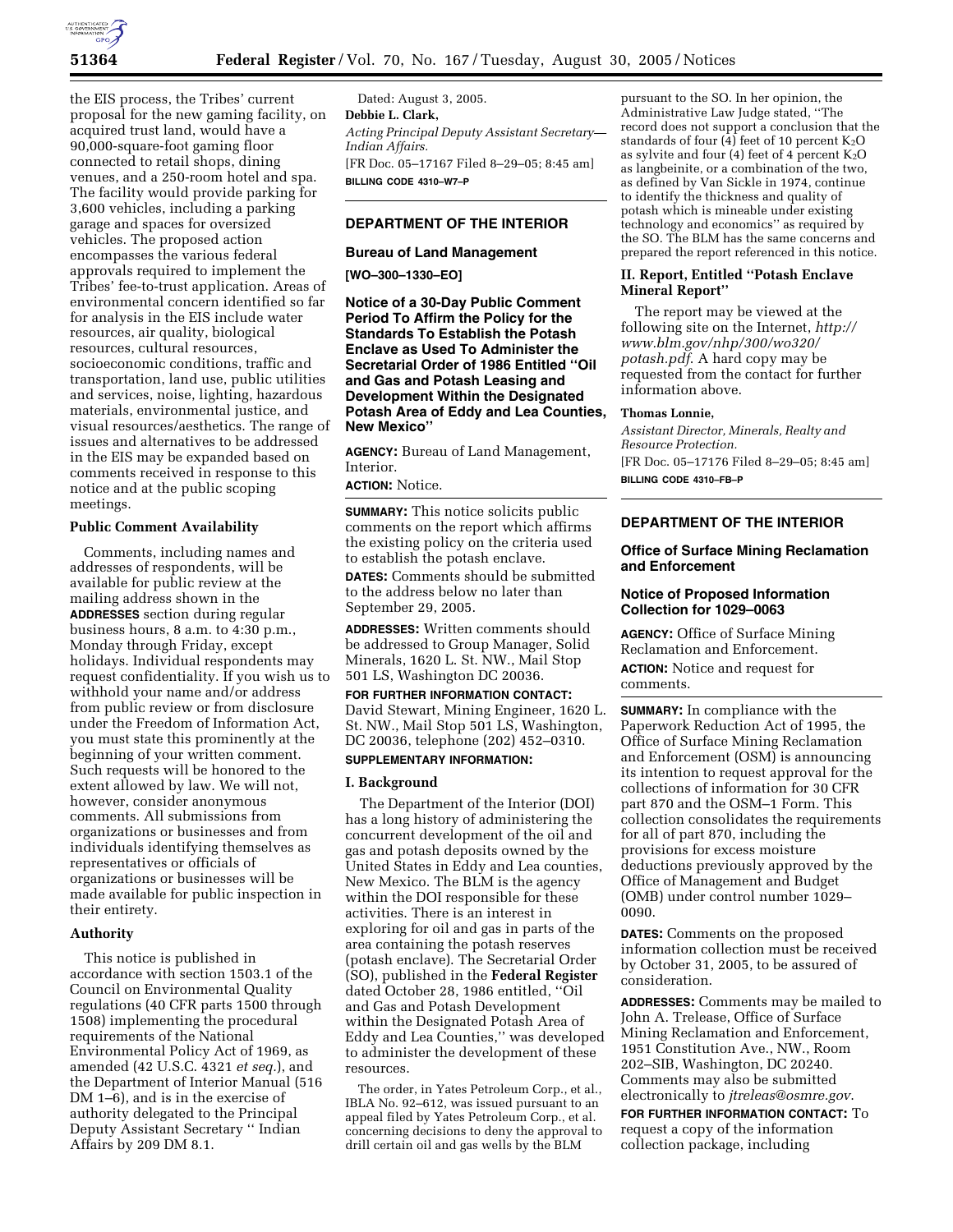the EIS process, the Tribes' current proposal for the new gaming facility, on acquired trust land, would have a 90,000-square-foot gaming floor connected to retail shops, dining venues, and a 250-room hotel and spa. The facility would provide parking for 3,600 vehicles, including a parking garage and spaces for oversized vehicles. The proposed action encompasses the various federal approvals required to implement the Tribes' fee-to-trust application. Areas of environmental concern identified so far for analysis in the EIS include water resources, air quality, biological resources, cultural resources, socioeconomic conditions, traffic and transportation, land use, public utilities and services, noise, lighting, hazardous materials, environmental justice, and visual resources/aesthetics. The range of issues and alternatives to be addressed in the EIS may be expanded based on comments received in response to this notice and at the public scoping meetings.

**Public Comment Availability**

Comments, including names and addresses of respondents, will be available for public review at the mailing address shown in the **ADDRESSES** section during regular business hours, 8 a.m. to 4:30 p.m., Monday through Friday, except holidays. Individual respondents may request confidentiality. If you wish us to withhold your name and/or address from public review or from disclosure under the Freedom of Information Act, you must state this prominently at the beginning of your written comment. Such requests will be honored to the extent allowed by law. We will not, however, consider anonymous comments. All submissions from organizations or businesses and from individuals identifying themselves as representatives or officials of organizations or businesses will be made available for public inspection in their entirety.

**Authority**

This notice is published in accordance with section 1503.1 of the Council on Environmental Quality regulations (40 CFR parts 1500 through 1508) implementing the procedural requirements of the National Environmental Policy Act of 1969, as amended (42 U.S.C. 4321 *et seq.*), and the Department of Interior Manual (516 DM 1–6), and is in the exercise of authority delegated to the Principal Deputy Assistant Secretary '' Indian Affairs by 209 DM 8.1.

Dated: August 3, 2005.

**Debbie L. Clark,**

*Acting Principal Deputy Assistant Secretary—Indian Affairs.*

[FR Doc. 05–17167 Filed 8–29–05; 8:45 am]

**BILLING CODE 4310–W7–P**

---

## DEPARTMENT OF THE INTERIOR

### Bureau of Land Management

**[WO–300–1330–EO]**

### Notice of a 30-Day Public Comment Period To Affirm the Policy for the Standards To Establish the Potash Enclave as Used To Administer the Secretarial Order of 1986 Entitled ''Oil and Gas and Potash Leasing and Development Within the Designated Potash Area of Eddy and Lea Counties, New Mexico''

**AGENCY:** Bureau of Land Management, Interior.

**ACTION:** Notice.

**SUMMARY:** This notice solicits public comments on the report which affirms the existing policy on the criteria used to establish the potash enclave.

**DATES:** Comments should be submitted to the address below no later than September 29, 2005.

**ADDRESSES:** Written comments should be addressed to Group Manager, Solid Minerals, 1620 L. St. NW., Mail Stop 501 LS, Washington DC 20036.

**FOR FURTHER INFORMATION CONTACT:** David Stewart, Mining Engineer, 1620 L. St. NW., Mail Stop 501 LS, Washington, DC 20036, telephone (202) 452–0310.

**SUPPLEMENTARY INFORMATION:**

**I. Background**

The Department of the Interior (DOI) has a long history of administering the concurrent development of the oil and gas and potash deposits owned by the United States in Eddy and Lea counties, New Mexico. The BLM is the agency within the DOI responsible for these activities. There is an interest in exploring for oil and gas in parts of the area containing the potash reserves (potash enclave). The Secretarial Order (SO), published in the **Federal Register** dated October 28, 1986 entitled, ''Oil and Gas and Potash Development within the Designated Potash Area of Eddy and Lea Counties,'' was developed to administer the development of these resources.

The order, in Yates Petroleum Corp., et al., IBLA No. 92–612, was issued pursuant to an appeal filed by Yates Petroleum Corp., et al. concerning decisions to deny the approval to drill certain oil and gas wells by the BLM pursuant to the SO. In her opinion, the Administrative Law Judge stated, ''The record does not support a conclusion that the standards of four (4) feet of 10 percent $K_2O$ as sylvite and four (4) feet of 4 percent $K_2O$ as langbeinite, or a combination of the two, as defined by Van Sickle in 1974, continue to identify the thickness and quality of potash which is mineable under existing technology and economics'' as required by the SO. The BLM has the same concerns and prepared the report referenced in this notice.

**II. Report, Entitled ''Potash Enclave Mineral Report''**

The report may be viewed at the following site on the Internet, *http://www.blm.gov/nhp/300/wo320/potash.pdf*. A hard copy may be requested from the contact for further information above.

**Thomas Lonnie,**

*Assistant Director, Minerals, Realty and Resource Protection.*

[FR Doc. 05–17176 Filed 8–29–05; 8:45 am]

**BILLING CODE 4310–FB–P**

---

## DEPARTMENT OF THE INTERIOR

### Office of Surface Mining Reclamation and Enforcement

### Notice of Proposed Information Collection for 1029–0063

**AGENCY:** Office of Surface Mining Reclamation and Enforcement.

**ACTION:** Notice and request for comments.

**SUMMARY:** In compliance with the Paperwork Reduction Act of 1995, the Office of Surface Mining Reclamation and Enforcement (OSM) is announcing its intention to request approval for the collections of information for 30 CFR part 870 and the OSM–1 Form. This collection consolidates the requirements for all of part 870, including the provisions for excess moisture deductions previously approved by the Office of Management and Budget (OMB) under control number 1029–0090.

**DATES:** Comments on the proposed information collection must be received by October 31, 2005, to be assured of consideration.

**ADDRESSES:** Comments may be mailed to John A. Trelease, Office of Surface Mining Reclamation and Enforcement, 1951 Constitution Ave., NW., Room 202–SIB, Washington, DC 20240. Comments may also be submitted electronically to *jtreleas@osmre.gov*.

**FOR FURTHER INFORMATION CONTACT:** To request a copy of the information collection package, including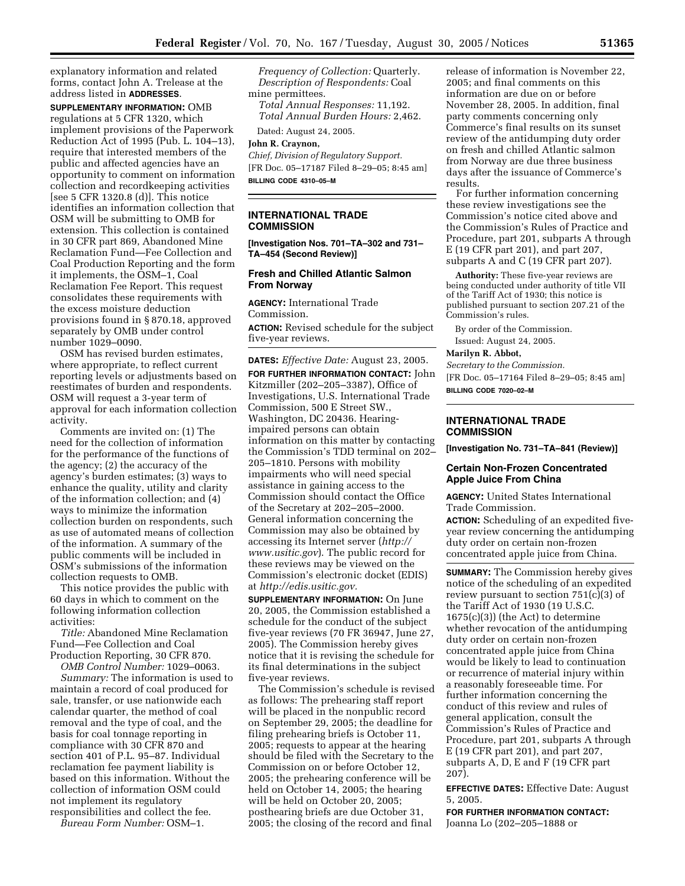explanatory information and related forms, contact John A. Trelease at the address listed in **ADDRESSES**.

**SUPPLEMENTARY INFORMATION:** OMB regulations at 5 CFR 1320, which implement provisions of the Paperwork Reduction Act of 1995 (Pub. L. 104–13), require that interested members of the public and affected agencies have an opportunity to comment on information collection and recordkeeping activities [see 5 CFR 1320.8 (d)]. This notice identifies an information collection that OSM will be submitting to OMB for extension. This collection is contained in 30 CFR part 869, Abandoned Mine Reclamation Fund—Fee Collection and Coal Production Reporting and the form it implements, the OSM–1, Coal Reclamation Fee Report. This request consolidates these requirements with the excess moisture deduction provisions found in § 870.18, approved separately by OMB under control number 1029–0090.

OSM has revised burden estimates, where appropriate, to reflect current reporting levels or adjustments based on reestimates of burden and respondents. OSM will request a 3-year term of approval for each information collection activity.

Comments are invited on: (1) The need for the collection of information for the performance of the functions of the agency; (2) the accuracy of the agency's burden estimates; (3) ways to enhance the quality, utility and clarity of the information collection; and (4) ways to minimize the information collection burden on respondents, such as use of automated means of collection of the information. A summary of the public comments will be included in OSM's submissions of the information collection requests to OMB.

This notice provides the public with 60 days in which to comment on the following information collection activities:

*Title:* Abandoned Mine Reclamation Fund—Fee Collection and Coal Production Reporting, 30 CFR 870.

*OMB Control Number:* 1029–0063.

*Summary:* The information is used to maintain a record of coal produced for sale, transfer, or use nationwide each calendar quarter, the method of coal removal and the type of coal, and the basis for coal tonnage reporting in compliance with 30 CFR 870 and section 401 of P.L. 95–87. Individual reclamation fee payment liability is based on this information. Without the collection of information OSM could not implement its regulatory responsibilities and collect the fee.

*Bureau Form Number:* OSM–1.

*Frequency of Collection:* Quarterly.

*Description of Respondents:* Coal mine permittees.

*Total Annual Responses:* 11,192.

*Total Annual Burden Hours:* 2,462.

Dated: August 24, 2005.

**John R. Craynon,**

*Chief, Division of Regulatory Support.*

[FR Doc. 05–17187 Filed 8–29–05; 8:45 am]

**BILLING CODE 4310–05–M**

## INTERNATIONAL TRADE COMMISSION

**[Investigation Nos. 701–TA–302 and 731–TA–454 (Second Review)]**

### Fresh and Chilled Atlantic Salmon From Norway

**AGENCY:** International Trade Commission.

**ACTION:** Revised schedule for the subject five-year reviews.

**DATES:** *Effective Date:* August 23, 2005.

**FOR FURTHER INFORMATION CONTACT:** John Kitzmiller (202–205–3387), Office of Investigations, U.S. International Trade Commission, 500 E Street SW., Washington, DC 20436. Hearing-impaired persons can obtain information on this matter by contacting the Commission's TDD terminal on 202–205–1810. Persons with mobility impairments who will need special assistance in gaining access to the Commission should contact the Office of the Secretary at 202–205–2000. General information concerning the Commission may also be obtained by accessing its Internet server (*http://www.usitic.gov*). The public record for these reviews may be viewed on the Commission's electronic docket (EDIS) at *http://edis.usitic.gov*.

**SUPPLEMENTARY INFORMATION:** On June 20, 2005, the Commission established a schedule for the conduct of the subject five-year reviews (70 FR 36947, June 27, 2005). The Commission hereby gives notice that it is revising the schedule for its final determinations in the subject five-year reviews.

The Commission's schedule is revised as follows: The prehearing staff report will be placed in the nonpublic record on September 29, 2005; the deadline for filing prehearing briefs is October 11, 2005; requests to appear at the hearing should be filed with the Secretary to the Commission on or before October 12, 2005; the prehearing conference will be held on October 14, 2005; the hearing will be held on October 20, 2005; posthearing briefs are due October 31, 2005; the closing of the record and final release of information is November 22, 2005; and final comments on this information are due on or before November 28, 2005. In addition, final party comments concerning only Commerce's final results on its sunset review of the antidumping duty order on fresh and chilled Atlantic salmon from Norway are due three business days after the issuance of Commerce's results.

For further information concerning these review investigations see the Commission's notice cited above and the Commission's Rules of Practice and Procedure, part 201, subparts A through E (19 CFR part 201), and part 207, subparts A and C (19 CFR part 207).

**Authority:** These five-year reviews are being conducted under authority of title VII of the Tariff Act of 1930; this notice is published pursuant to section 207.21 of the Commission's rules.

By order of the Commission.

Issued: August 24, 2005.

**Marilyn R. Abbot,**

*Secretary to the Commission.*

[FR Doc. 05–17164 Filed 8–29–05; 8:45 am]

**BILLING CODE 7020–02–M**

## INTERNATIONAL TRADE COMMISSION

**[Investigation No. 731–TA–841 (Review)]**

### Certain Non-Frozen Concentrated Apple Juice From China

**AGENCY:** United States International Trade Commission.

**ACTION:** Scheduling of an expedited five-year review concerning the antidumping duty order on certain non-frozen concentrated apple juice from China.

**SUMMARY:** The Commission hereby gives notice of the scheduling of an expedited review pursuant to section 751(c)(3) of the Tariff Act of 1930 (19 U.S.C. 1675(c)(3)) (the Act) to determine whether revocation of the antidumping duty order on certain non-frozen concentrated apple juice from China would be likely to lead to continuation or recurrence of material injury within a reasonably foreseeable time. For further information concerning the conduct of this review and rules of general application, consult the Commission's Rules of Practice and Procedure, part 201, subparts A through E (19 CFR part 201), and part 207, subparts A, D, E and F (19 CFR part 207).

**EFFECTIVE DATES:** Effective Date: August 5, 2005.

**FOR FURTHER INFORMATION CONTACT:** Joanna Lo (202–205–1888 or